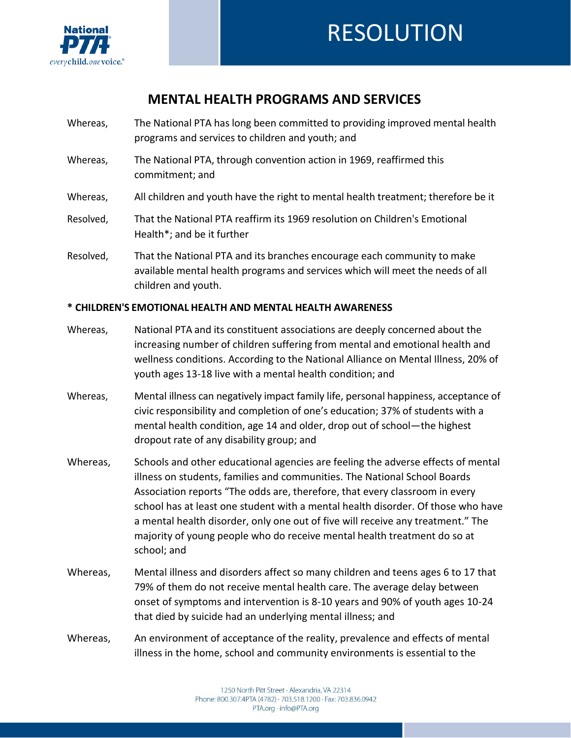# RESOLUTION

## MENTAL HEALTH PROGRAMS AND SERVICES

Whereas, The National PTA has long been committed to providing improved mental health programs and services to children and youth; and

Whereas, The National PTA, through convention action in 1969, reaffirmed this commitment; and

Whereas, All children and youth have the right to mental health treatment; therefore be it

Resolved, That the National PTA reaffirm its 1969 resolution on Children's Emotional Health*; and be it further

Resolved, That the National PTA and its branches encourage each community to make available mental health programs and services which will meet the needs of all children and youth.

**\* CHILDREN'S EMOTIONAL HEALTH AND MENTAL HEALTH AWARENESS**

Whereas, National PTA and its constituent associations are deeply concerned about the increasing number of children suffering from mental and emotional health and wellness conditions. According to the National Alliance on Mental Illness, 20% of youth ages 13-18 live with a mental health condition; and

Whereas, Mental illness can negatively impact family life, personal happiness, acceptance of civic responsibility and completion of one's education; 37% of students with a mental health condition, age 14 and older, drop out of school—the highest dropout rate of any disability group; and

Whereas, Schools and other educational agencies are feeling the adverse effects of mental illness on students, families and communities. The National School Boards Association reports "The odds are, therefore, that every classroom in every school has at least one student with a mental health disorder. Of those who have a mental health disorder, only one out of five will receive any treatment." The majority of young people who do receive mental health treatment do so at school; and

Whereas, Mental illness and disorders affect so many children and teens ages 6 to 17 that 79% of them do not receive mental health care. The average delay between onset of symptoms and intervention is 8-10 years and 90% of youth ages 10-24 that died by suicide had an underlying mental illness; and

Whereas, An environment of acceptance of the reality, prevalence and effects of mental illness in the home, school and community environments is essential to the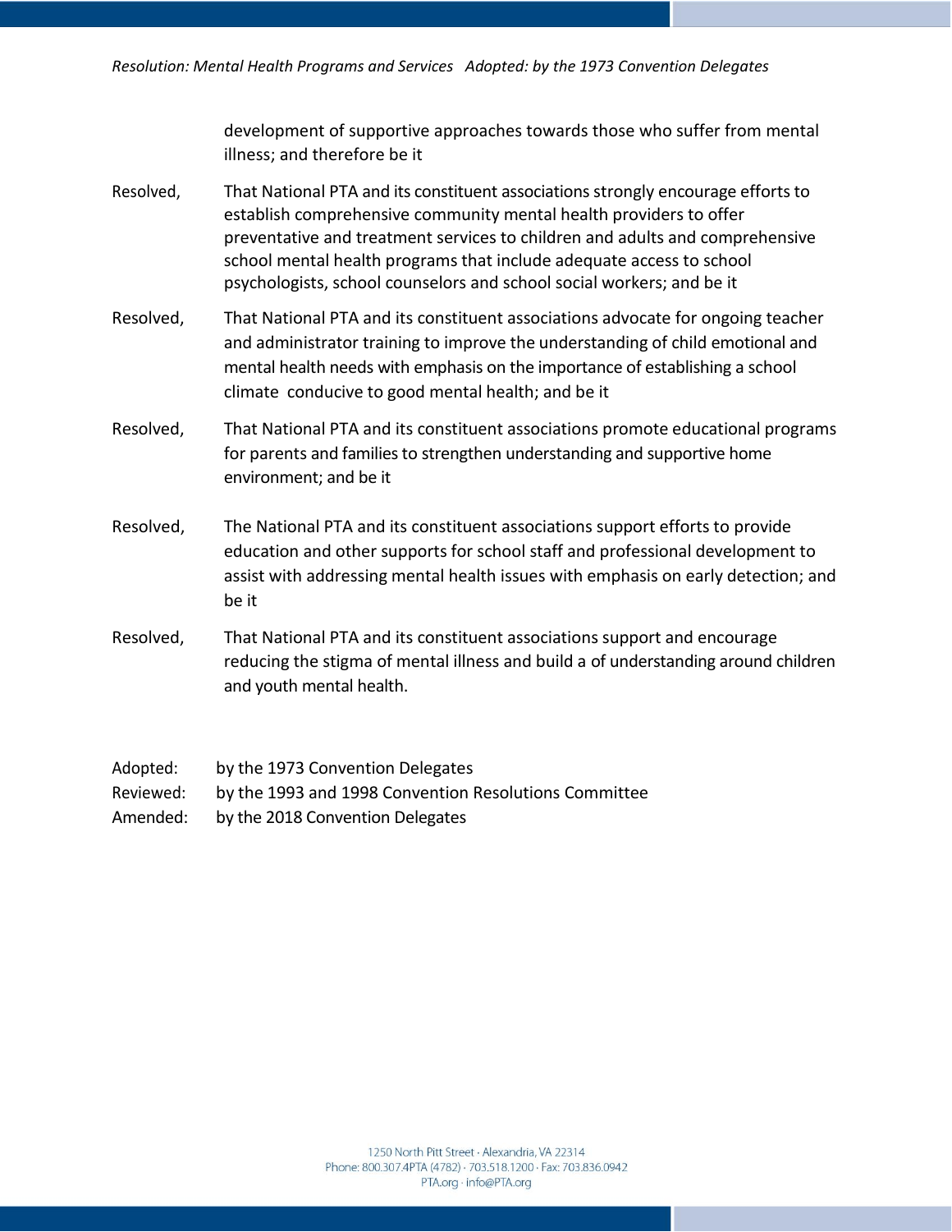development of supportive approaches towards those who suffer from mental illness; and therefore be it

Resolved, That National PTA and its constituent associations strongly encourage efforts to establish comprehensive community mental health providers to offer preventative and treatment services to children and adults and comprehensive school mental health programs that include adequate access to school psychologists, school counselors and school social workers; and be it

Resolved, That National PTA and its constituent associations advocate for ongoing teacher and administrator training to improve the understanding of child emotional and mental health needs with emphasis on the importance of establishing a school climate conducive to good mental health; and be it

Resolved, That National PTA and its constituent associations promote educational programs for parents and families to strengthen understanding and supportive home environment; and be it

Resolved, The National PTA and its constituent associations support efforts to provide education and other supports for school staff and professional development to assist with addressing mental health issues with emphasis on early detection; and be it

Resolved, That National PTA and its constituent associations support and encourage reducing the stigma of mental illness and build a of understanding around children and youth mental health.

Adopted: by the 1973 Convention Delegates
Reviewed: by the 1993 and 1998 Convention Resolutions Committee
Amended: by the 2018 Convention Delegates